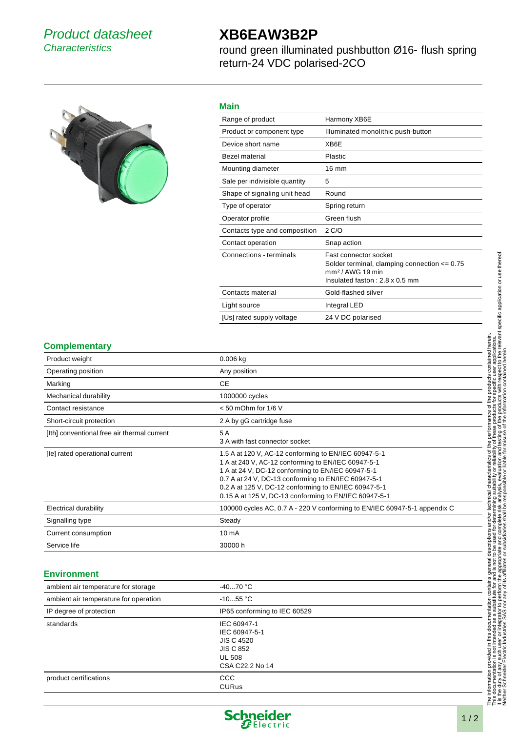*Product datasheet*
*Characteristics*

# XB6EAW3B2P

round green illuminated pushbutton Ø16- flush spring return-24 VDC polarised-2CO

## Main

| | |
|---|---|
| Range of product | Harmony XB6E |
| Product or component type | Illuminated monolithic push-button |
| Device short name | XB6E |
| Bezel material | Plastic |
| Mounting diameter | 16 mm |
| Sale per indivisible quantity | 5 |
| Shape of signaling unit head | Round |
| Type of operator | Spring return |
| Operator profile | Green flush |
| Contacts type and composition | 2 C/O |
| Contact operation | Snap action |
| Connections - terminals | Fast connector socket<br>Solder terminal, clamping connection <= 0.75 mm² / AWG 19 min<br>Insulated faston : 2.8 x 0.5 mm |
| Contacts material | Gold-flashed silver |
| Light source | Integral LED |
| [Us] rated supply voltage | 24 V DC polarised |

## Complementary

| | |
|---|---|
| Product weight | 0.006 kg |
| Operating position | Any position |
| Marking | CE |
| Mechanical durability | 1000000 cycles |
| Contact resistance | < 50 mOhm for 1/6 V |
| Short-circuit protection | 2 A by gG cartridge fuse |
| [Ith] conventional free air thermal current | 5 A<br>3 A with fast connector socket |
| [Ie] rated operational current | 1.5 A at 120 V, AC-12 conforming to EN/IEC 60947-5-1<br>1 A at 240 V, AC-12 conforming to EN/IEC 60947-5-1<br>1 A at 24 V, DC-12 conforming to EN/IEC 60947-5-1<br>0.7 A at 24 V, DC-13 conforming to EN/IEC 60947-5-1<br>0.2 A at 125 V, DC-12 conforming to EN/IEC 60947-5-1<br>0.15 A at 125 V, DC-13 conforming to EN/IEC 60947-5-1 |
| Electrical durability | 100000 cycles AC, 0.7 A - 220 V conforming to EN/IEC 60947-5-1 appendix C |
| Signalling type | Steady |
| Current consumption | 10 mA |
| Service life | 30000 h |

## Environment

| | |
|---|---|
| ambient air temperature for storage | -40...70 °C |
| ambient air temperature for operation | -10...55 °C |
| IP degree of protection | IP65 conforming to IEC 60529 |
| standards | IEC 60947-1<br>IEC 60947-5-1<br>JIS C 4520<br>JIS C 852<br>UL 508<br>CSA C22.2 No 14 |
| product certifications | CCC<br>CURus |

The information provided in this documentation contains general descriptions and/or technical characteristics of the performance of the products contained herein. This documentation is not intended as a substitute for and is not to be used for determining suitability or reliability of these products for specific user applications. It is the duty of any such user or integrator to perform the appropriate and complete risk analysis, evaluation and testing of the products with respect to the relevant specific application or use thereof. Neither Schneider Electric Industries SAS nor any of its affiliates or subsidiaries shall be responsible or liable for misuse of the information contained herein.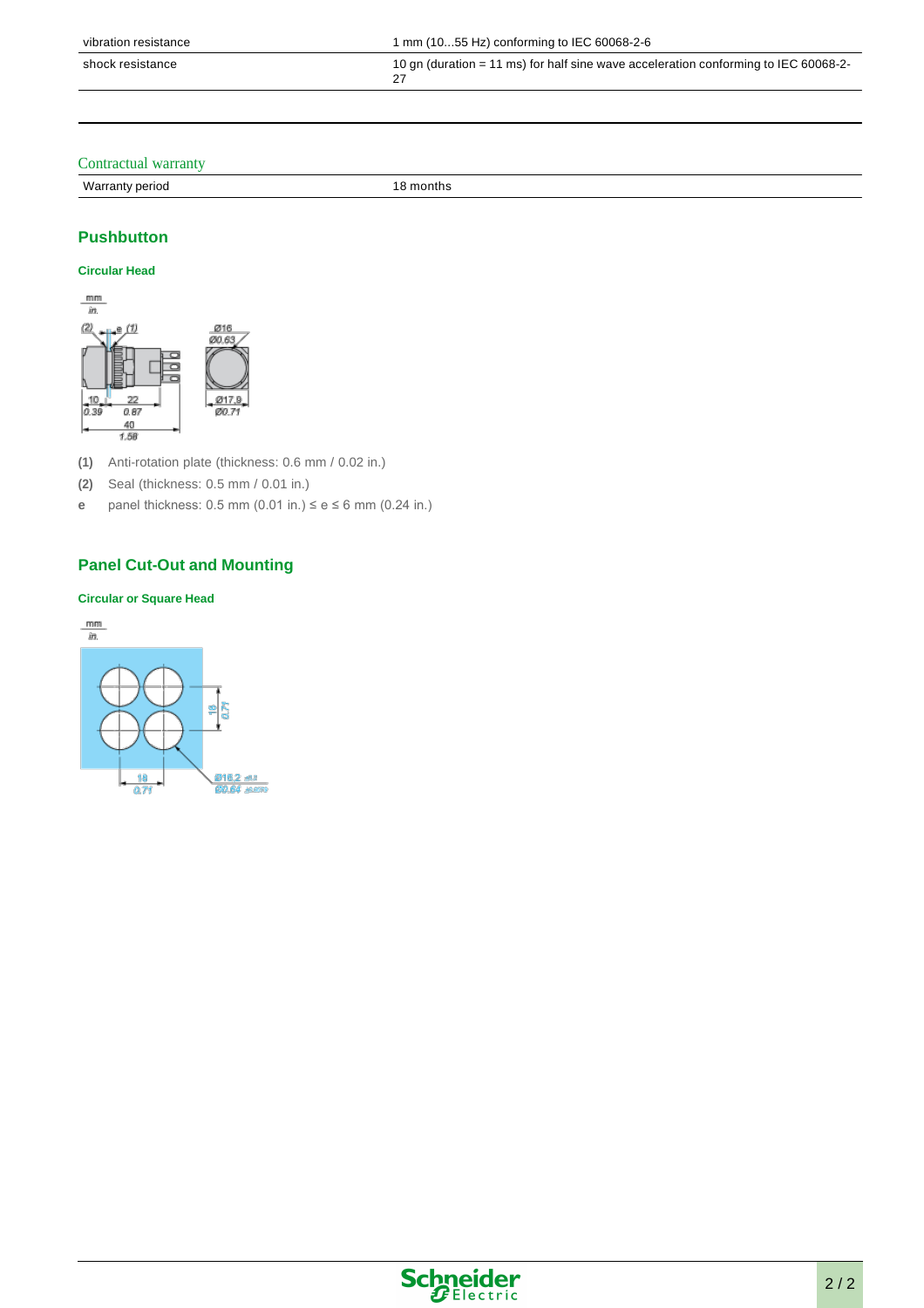| | |
|---|---|
| vibration resistance | 1 mm (10...55 Hz) conforming to IEC 60068-2-6 |
| shock resistance | 10 gn (duration = 11 ms) for half sine wave acceleration conforming to IEC 60068-2-27 |

## Contractual warranty

| | |
|---|---|
| Warranty period | 18 months |

# Pushbutton

### Circular Head

mm
in.

(2) e (1)

Ø16
Ø0.63

10
0.39

22
0.87

40
1.58

Ø17.9
Ø0.71

**(1)** Anti-rotation plate (thickness: 0.6 mm / 0.02 in.)

**(2)** Seal (thickness: 0.5 mm / 0.01 in.)

**e** panel thickness: 0.5 mm (0.01 in.) ≤ e ≤ 6 mm (0.24 in.)

# Panel Cut-Out and Mounting

### Circular or Square Head

mm
in.

18
0.71

18
0.71

Ø16.2
Ø0.64